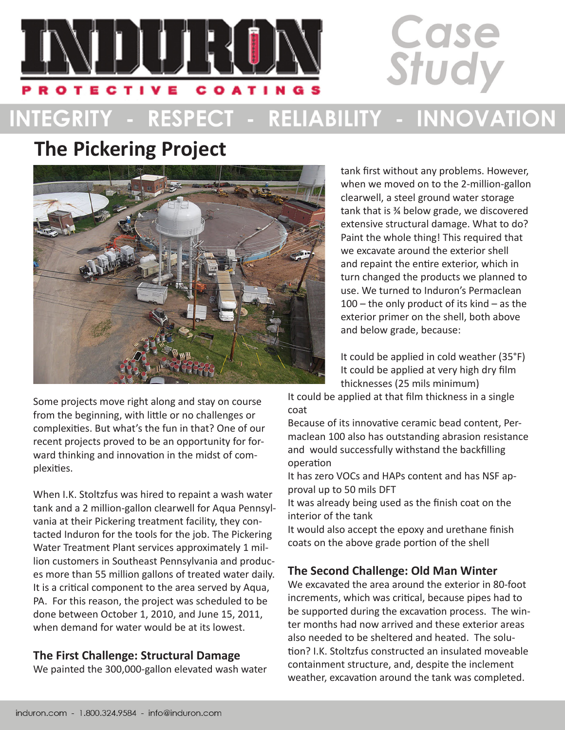# INDURON PROTECTIVE COATINGS

# Case Study

INTEGRITY - RESPECT - RELIABILITY - INNOVATION

## The Pickering Project

Some projects move right along and stay on course from the beginning, with little or no challenges or complexities. But what's the fun in that? One of our recent projects proved to be an opportunity for forward thinking and innovation in the midst of complexities.

When I.K. Stoltzfus was hired to repaint a wash water tank and a 2 million-gallon clearwell for Aqua Pennsylvania at their Pickering treatment facility, they contacted Induron for the tools for the job. The Pickering Water Treatment Plant services approximately 1 million customers in Southeast Pennsylvania and produces more than 55 million gallons of treated water daily. It is a critical component to the area served by Aqua, PA. For this reason, the project was scheduled to be done between October 1, 2010, and June 15, 2011, when demand for water would be at its lowest.

### The First Challenge: Structural Damage

We painted the 300,000-gallon elevated wash water tank first without any problems. However, when we moved on to the 2-million-gallon clearwell, a steel ground water storage tank that is ¾ below grade, we discovered extensive structural damage. What to do? Paint the whole thing! This required that we excavate around the exterior shell and repaint the entire exterior, which in turn changed the products we planned to use. We turned to Induron's Permaclean 100 – the only product of its kind – as the exterior primer on the shell, both above and below grade, because:

It could be applied in cold weather (35°F)
It could be applied at very high dry film thicknesses (25 mils minimum)
It could be applied at that film thickness in a single coat
Because of its innovative ceramic bead content, Permaclean 100 also has outstanding abrasion resistance and would successfully withstand the backfilling operation
It has zero VOCs and HAPs content and has NSF approval up to 50 mils DFT
It was already being used as the finish coat on the interior of the tank
It would also accept the epoxy and urethane finish coats on the above grade portion of the shell

### The Second Challenge: Old Man Winter

We excavated the area around the exterior in 80-foot increments, which was critical, because pipes had to be supported during the excavation process. The winter months had now arrived and these exterior areas also needed to be sheltered and heated. The solution? I.K. Stoltzfus constructed an insulated moveable containment structure, and, despite the inclement weather, excavation around the tank was completed.

induron.com - 1.800.324.9584 - info@induron.com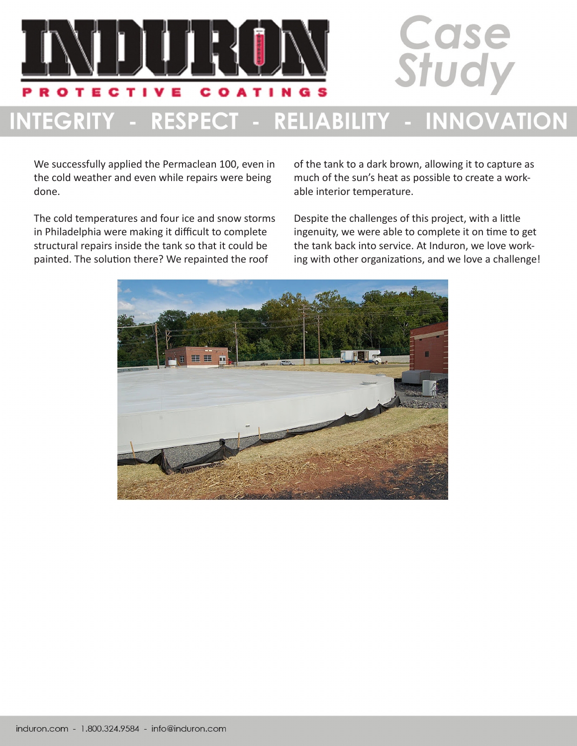# INDURON PROTECTIVE COATINGS

# Case Study

## INTEGRITY - RESPECT - RELIABILITY - INNOVATION

We successfully applied the Permaclean 100, even in the cold weather and even while repairs were being done.

The cold temperatures and four ice and snow storms in Philadelphia were making it difficult to complete structural repairs inside the tank so that it could be painted. The solution there? We repainted the roof of the tank to a dark brown, allowing it to capture as much of the sun's heat as possible to create a workable interior temperature.

Despite the challenges of this project, with a little ingenuity, we were able to complete it on time to get the tank back into service. At Induron, we love working with other organizations, and we love a challenge!

induron.com - 1.800.324.9584 - info@induron.com